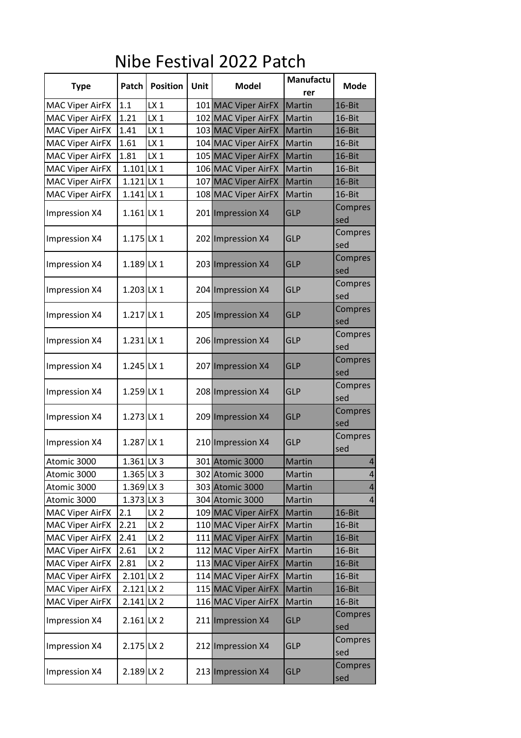# Nibe Festival 2022 Patch

| Type | Patch | Position | Unit | Model | Manufacturer | Mode |
|---|---|---|---|---|---|---|
| MAC Viper AirFX | 1.1 | LX 1 | 101 | MAC Viper AirFX | Martin | 16-Bit |
| MAC Viper AirFX | 1.21 | LX 1 | 102 | MAC Viper AirFX | Martin | 16-Bit |
| MAC Viper AirFX | 1.41 | LX 1 | 103 | MAC Viper AirFX | Martin | 16-Bit |
| MAC Viper AirFX | 1.61 | LX 1 | 104 | MAC Viper AirFX | Martin | 16-Bit |
| MAC Viper AirFX | 1.81 | LX 1 | 105 | MAC Viper AirFX | Martin | 16-Bit |
| MAC Viper AirFX | 1.101 | LX 1 | 106 | MAC Viper AirFX | Martin | 16-Bit |
| MAC Viper AirFX | 1.121 | LX 1 | 107 | MAC Viper AirFX | Martin | 16-Bit |
| MAC Viper AirFX | 1.141 | LX 1 | 108 | MAC Viper AirFX | Martin | 16-Bit |
| Impression X4 | 1.161 | LX 1 | 201 | Impression X4 | GLP | Compressed |
| Impression X4 | 1.175 | LX 1 | 202 | Impression X4 | GLP | Compressed |
| Impression X4 | 1.189 | LX 1 | 203 | Impression X4 | GLP | Compressed |
| Impression X4 | 1.203 | LX 1 | 204 | Impression X4 | GLP | Compressed |
| Impression X4 | 1.217 | LX 1 | 205 | Impression X4 | GLP | Compressed |
| Impression X4 | 1.231 | LX 1 | 206 | Impression X4 | GLP | Compressed |
| Impression X4 | 1.245 | LX 1 | 207 | Impression X4 | GLP | Compressed |
| Impression X4 | 1.259 | LX 1 | 208 | Impression X4 | GLP | Compressed |
| Impression X4 | 1.273 | LX 1 | 209 | Impression X4 | GLP | Compressed |
| Impression X4 | 1.287 | LX 1 | 210 | Impression X4 | GLP | Compressed |
| Atomic 3000 | 1.361 | LX 3 | 301 | Atomic 3000 | Martin | 4 |
| Atomic 3000 | 1.365 | LX 3 | 302 | Atomic 3000 | Martin | 4 |
| Atomic 3000 | 1.369 | LX 3 | 303 | Atomic 3000 | Martin | 4 |
| Atomic 3000 | 1.373 | LX 3 | 304 | Atomic 3000 | Martin | 4 |
| MAC Viper AirFX | 2.1 | LX 2 | 109 | MAC Viper AirFX | Martin | 16-Bit |
| MAC Viper AirFX | 2.21 | LX 2 | 110 | MAC Viper AirFX | Martin | 16-Bit |
| MAC Viper AirFX | 2.41 | LX 2 | 111 | MAC Viper AirFX | Martin | 16-Bit |
| MAC Viper AirFX | 2.61 | LX 2 | 112 | MAC Viper AirFX | Martin | 16-Bit |
| MAC Viper AirFX | 2.81 | LX 2 | 113 | MAC Viper AirFX | Martin | 16-Bit |
| MAC Viper AirFX | 2.101 | LX 2 | 114 | MAC Viper AirFX | Martin | 16-Bit |
| MAC Viper AirFX | 2.121 | LX 2 | 115 | MAC Viper AirFX | Martin | 16-Bit |
| MAC Viper AirFX | 2.141 | LX 2 | 116 | MAC Viper AirFX | Martin | 16-Bit |
| Impression X4 | 2.161 | LX 2 | 211 | Impression X4 | GLP | Compressed |
| Impression X4 | 2.175 | LX 2 | 212 | Impression X4 | GLP | Compressed |
| Impression X4 | 2.189 | LX 2 | 213 | Impression X4 | GLP | Compressed |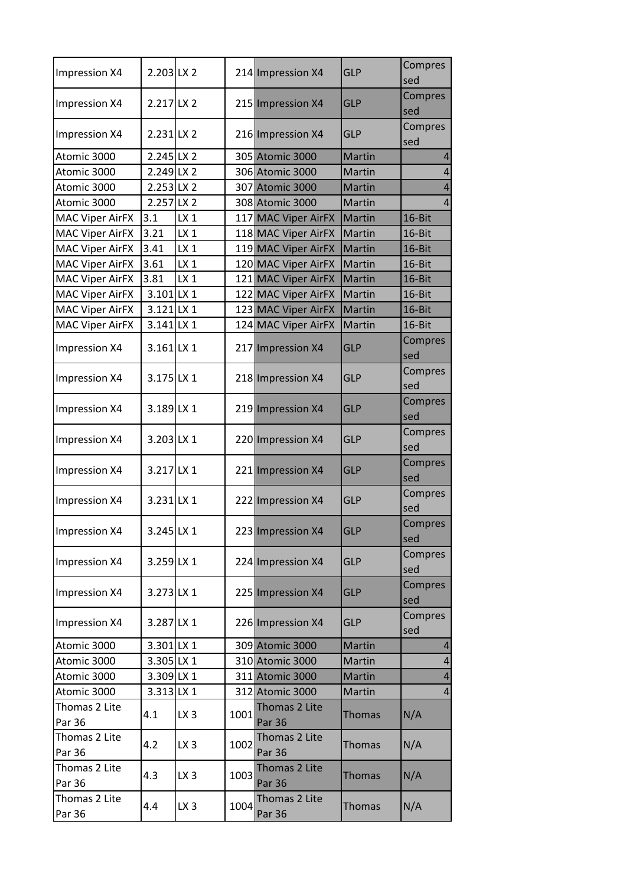| | | | | | | |
|---|---|---|---|---|---|---|
| Impression X4 | 2.203 | LX 2 | 214 | Impression X4 | GLP | Compressed |
| Impression X4 | 2.217 | LX 2 | 215 | Impression X4 | GLP | Compressed |
| Impression X4 | 2.231 | LX 2 | 216 | Impression X4 | GLP | Compressed |
| Atomic 3000 | 2.245 | LX 2 | 305 | Atomic 3000 | Martin | 4 |
| Atomic 3000 | 2.249 | LX 2 | 306 | Atomic 3000 | Martin | 4 |
| Atomic 3000 | 2.253 | LX 2 | 307 | Atomic 3000 | Martin | 4 |
| Atomic 3000 | 2.257 | LX 2 | 308 | Atomic 3000 | Martin | 4 |
| MAC Viper AirFX | 3.1 | LX 1 | 117 | MAC Viper AirFX | Martin | 16-Bit |
| MAC Viper AirFX | 3.21 | LX 1 | 118 | MAC Viper AirFX | Martin | 16-Bit |
| MAC Viper AirFX | 3.41 | LX 1 | 119 | MAC Viper AirFX | Martin | 16-Bit |
| MAC Viper AirFX | 3.61 | LX 1 | 120 | MAC Viper AirFX | Martin | 16-Bit |
| MAC Viper AirFX | 3.81 | LX 1 | 121 | MAC Viper AirFX | Martin | 16-Bit |
| MAC Viper AirFX | 3.101 | LX 1 | 122 | MAC Viper AirFX | Martin | 16-Bit |
| MAC Viper AirFX | 3.121 | LX 1 | 123 | MAC Viper AirFX | Martin | 16-Bit |
| MAC Viper AirFX | 3.141 | LX 1 | 124 | MAC Viper AirFX | Martin | 16-Bit |
| Impression X4 | 3.161 | LX 1 | 217 | Impression X4 | GLP | Compressed |
| Impression X4 | 3.175 | LX 1 | 218 | Impression X4 | GLP | Compressed |
| Impression X4 | 3.189 | LX 1 | 219 | Impression X4 | GLP | Compressed |
| Impression X4 | 3.203 | LX 1 | 220 | Impression X4 | GLP | Compressed |
| Impression X4 | 3.217 | LX 1 | 221 | Impression X4 | GLP | Compressed |
| Impression X4 | 3.231 | LX 1 | 222 | Impression X4 | GLP | Compressed |
| Impression X4 | 3.245 | LX 1 | 223 | Impression X4 | GLP | Compressed |
| Impression X4 | 3.259 | LX 1 | 224 | Impression X4 | GLP | Compressed |
| Impression X4 | 3.273 | LX 1 | 225 | Impression X4 | GLP | Compressed |
| Impression X4 | 3.287 | LX 1 | 226 | Impression X4 | GLP | Compressed |
| Atomic 3000 | 3.301 | LX 1 | 309 | Atomic 3000 | Martin | 4 |
| Atomic 3000 | 3.305 | LX 1 | 310 | Atomic 3000 | Martin | 4 |
| Atomic 3000 | 3.309 | LX 1 | 311 | Atomic 3000 | Martin | 4 |
| Atomic 3000 | 3.313 | LX 1 | 312 | Atomic 3000 | Martin | 4 |
| Thomas 2 Lite Par 36 | 4.1 | LX 3 | 1001 | Thomas 2 Lite Par 36 | Thomas | N/A |
| Thomas 2 Lite Par 36 | 4.2 | LX 3 | 1002 | Thomas 2 Lite Par 36 | Thomas | N/A |
| Thomas 2 Lite Par 36 | 4.3 | LX 3 | 1003 | Thomas 2 Lite Par 36 | Thomas | N/A |
| Thomas 2 Lite Par 36 | 4.4 | LX 3 | 1004 | Thomas 2 Lite Par 36 | Thomas | N/A |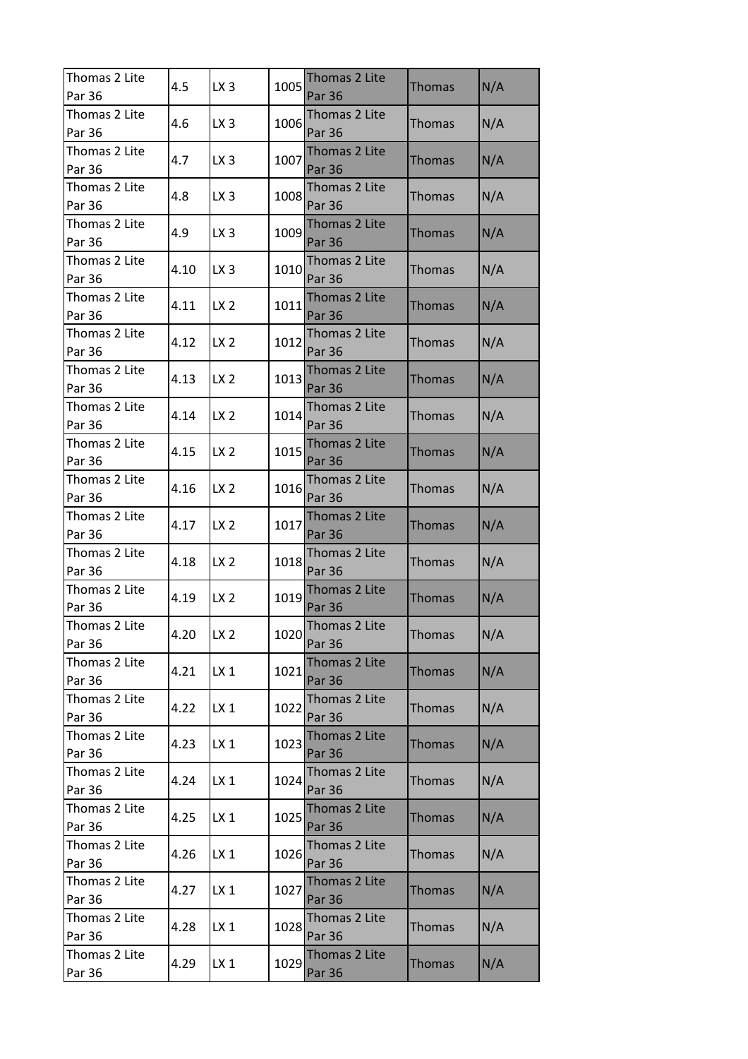| | | | | | | |
|---|---|---|---|---|---|---|
| Thomas 2 Lite Par 36 | 4.5 | LX 3 | 1005 | Thomas 2 Lite Par 36 | Thomas | N/A |
| Thomas 2 Lite Par 36 | 4.6 | LX 3 | 1006 | Thomas 2 Lite Par 36 | Thomas | N/A |
| Thomas 2 Lite Par 36 | 4.7 | LX 3 | 1007 | Thomas 2 Lite Par 36 | Thomas | N/A |
| Thomas 2 Lite Par 36 | 4.8 | LX 3 | 1008 | Thomas 2 Lite Par 36 | Thomas | N/A |
| Thomas 2 Lite Par 36 | 4.9 | LX 3 | 1009 | Thomas 2 Lite Par 36 | Thomas | N/A |
| Thomas 2 Lite Par 36 | 4.10 | LX 3 | 1010 | Thomas 2 Lite Par 36 | Thomas | N/A |
| Thomas 2 Lite Par 36 | 4.11 | LX 2 | 1011 | Thomas 2 Lite Par 36 | Thomas | N/A |
| Thomas 2 Lite Par 36 | 4.12 | LX 2 | 1012 | Thomas 2 Lite Par 36 | Thomas | N/A |
| Thomas 2 Lite Par 36 | 4.13 | LX 2 | 1013 | Thomas 2 Lite Par 36 | Thomas | N/A |
| Thomas 2 Lite Par 36 | 4.14 | LX 2 | 1014 | Thomas 2 Lite Par 36 | Thomas | N/A |
| Thomas 2 Lite Par 36 | 4.15 | LX 2 | 1015 | Thomas 2 Lite Par 36 | Thomas | N/A |
| Thomas 2 Lite Par 36 | 4.16 | LX 2 | 1016 | Thomas 2 Lite Par 36 | Thomas | N/A |
| Thomas 2 Lite Par 36 | 4.17 | LX 2 | 1017 | Thomas 2 Lite Par 36 | Thomas | N/A |
| Thomas 2 Lite Par 36 | 4.18 | LX 2 | 1018 | Thomas 2 Lite Par 36 | Thomas | N/A |
| Thomas 2 Lite Par 36 | 4.19 | LX 2 | 1019 | Thomas 2 Lite Par 36 | Thomas | N/A |
| Thomas 2 Lite Par 36 | 4.20 | LX 2 | 1020 | Thomas 2 Lite Par 36 | Thomas | N/A |
| Thomas 2 Lite Par 36 | 4.21 | LX 1 | 1021 | Thomas 2 Lite Par 36 | Thomas | N/A |
| Thomas 2 Lite Par 36 | 4.22 | LX 1 | 1022 | Thomas 2 Lite Par 36 | Thomas | N/A |
| Thomas 2 Lite Par 36 | 4.23 | LX 1 | 1023 | Thomas 2 Lite Par 36 | Thomas | N/A |
| Thomas 2 Lite Par 36 | 4.24 | LX 1 | 1024 | Thomas 2 Lite Par 36 | Thomas | N/A |
| Thomas 2 Lite Par 36 | 4.25 | LX 1 | 1025 | Thomas 2 Lite Par 36 | Thomas | N/A |
| Thomas 2 Lite Par 36 | 4.26 | LX 1 | 1026 | Thomas 2 Lite Par 36 | Thomas | N/A |
| Thomas 2 Lite Par 36 | 4.27 | LX 1 | 1027 | Thomas 2 Lite Par 36 | Thomas | N/A |
| Thomas 2 Lite Par 36 | 4.28 | LX 1 | 1028 | Thomas 2 Lite Par 36 | Thomas | N/A |
| Thomas 2 Lite Par 36 | 4.29 | LX 1 | 1029 | Thomas 2 Lite Par 36 | Thomas | N/A |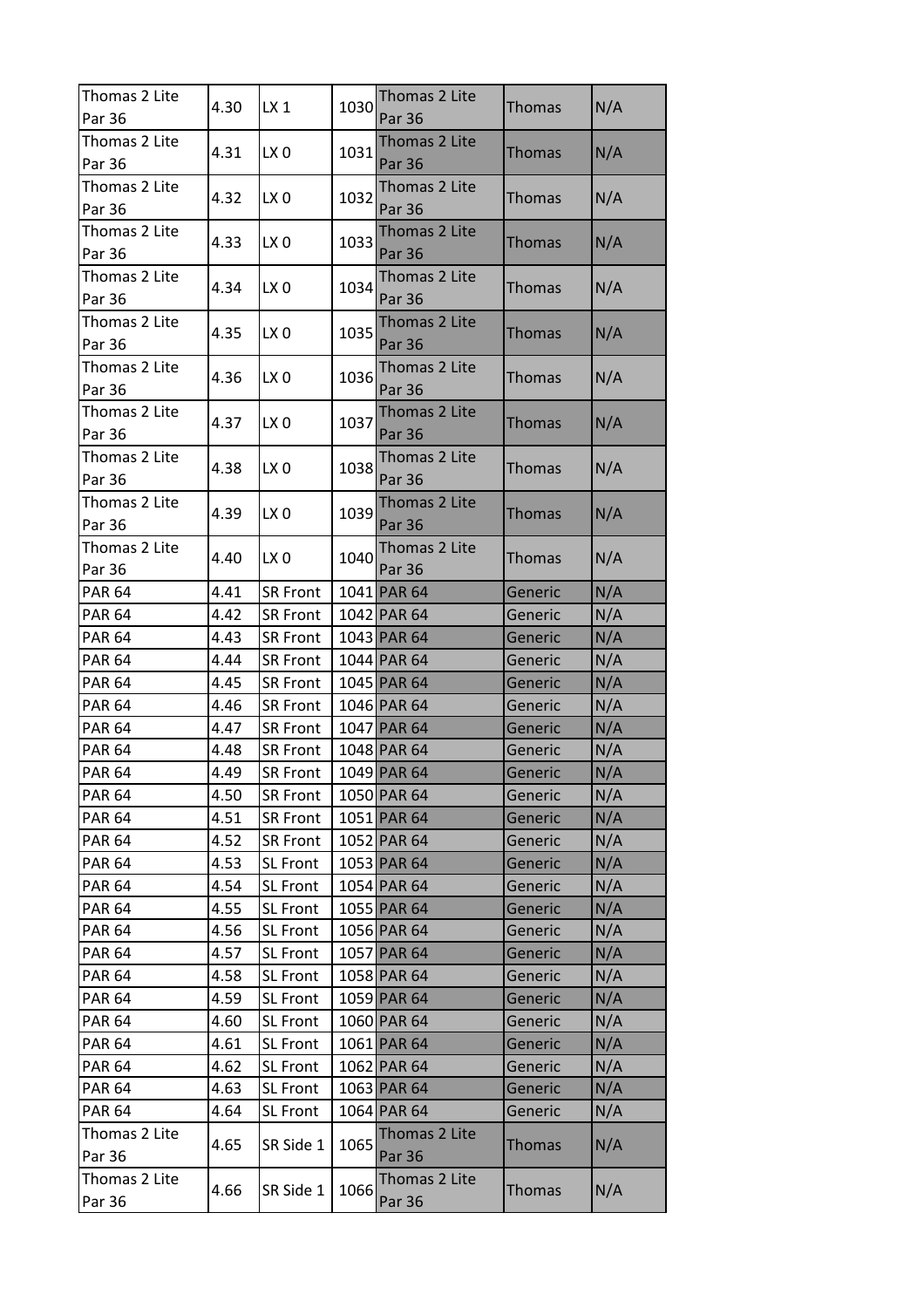| Thomas 2 Lite Par 36 | 4.30 | LX 1 | 1030 | Thomas 2 Lite Par 36 | Thomas | N/A |
|---|---|---|---|---|---|---|
| Thomas 2 Lite Par 36 | 4.31 | LX 0 | 1031 | Thomas 2 Lite Par 36 | Thomas | N/A |
| Thomas 2 Lite Par 36 | 4.32 | LX 0 | 1032 | Thomas 2 Lite Par 36 | Thomas | N/A |
| Thomas 2 Lite Par 36 | 4.33 | LX 0 | 1033 | Thomas 2 Lite Par 36 | Thomas | N/A |
| Thomas 2 Lite Par 36 | 4.34 | LX 0 | 1034 | Thomas 2 Lite Par 36 | Thomas | N/A |
| Thomas 2 Lite Par 36 | 4.35 | LX 0 | 1035 | Thomas 2 Lite Par 36 | Thomas | N/A |
| Thomas 2 Lite Par 36 | 4.36 | LX 0 | 1036 | Thomas 2 Lite Par 36 | Thomas | N/A |
| Thomas 2 Lite Par 36 | 4.37 | LX 0 | 1037 | Thomas 2 Lite Par 36 | Thomas | N/A |
| Thomas 2 Lite Par 36 | 4.38 | LX 0 | 1038 | Thomas 2 Lite Par 36 | Thomas | N/A |
| Thomas 2 Lite Par 36 | 4.39 | LX 0 | 1039 | Thomas 2 Lite Par 36 | Thomas | N/A |
| Thomas 2 Lite Par 36 | 4.40 | LX 0 | 1040 | Thomas 2 Lite Par 36 | Thomas | N/A |
| PAR 64 | 4.41 | SR Front | 1041 | PAR 64 | Generic | N/A |
| PAR 64 | 4.42 | SR Front | 1042 | PAR 64 | Generic | N/A |
| PAR 64 | 4.43 | SR Front | 1043 | PAR 64 | Generic | N/A |
| PAR 64 | 4.44 | SR Front | 1044 | PAR 64 | Generic | N/A |
| PAR 64 | 4.45 | SR Front | 1045 | PAR 64 | Generic | N/A |
| PAR 64 | 4.46 | SR Front | 1046 | PAR 64 | Generic | N/A |
| PAR 64 | 4.47 | SR Front | 1047 | PAR 64 | Generic | N/A |
| PAR 64 | 4.48 | SR Front | 1048 | PAR 64 | Generic | N/A |
| PAR 64 | 4.49 | SR Front | 1049 | PAR 64 | Generic | N/A |
| PAR 64 | 4.50 | SR Front | 1050 | PAR 64 | Generic | N/A |
| PAR 64 | 4.51 | SR Front | 1051 | PAR 64 | Generic | N/A |
| PAR 64 | 4.52 | SR Front | 1052 | PAR 64 | Generic | N/A |
| PAR 64 | 4.53 | SL Front | 1053 | PAR 64 | Generic | N/A |
| PAR 64 | 4.54 | SL Front | 1054 | PAR 64 | Generic | N/A |
| PAR 64 | 4.55 | SL Front | 1055 | PAR 64 | Generic | N/A |
| PAR 64 | 4.56 | SL Front | 1056 | PAR 64 | Generic | N/A |
| PAR 64 | 4.57 | SL Front | 1057 | PAR 64 | Generic | N/A |
| PAR 64 | 4.58 | SL Front | 1058 | PAR 64 | Generic | N/A |
| PAR 64 | 4.59 | SL Front | 1059 | PAR 64 | Generic | N/A |
| PAR 64 | 4.60 | SL Front | 1060 | PAR 64 | Generic | N/A |
| PAR 64 | 4.61 | SL Front | 1061 | PAR 64 | Generic | N/A |
| PAR 64 | 4.62 | SL Front | 1062 | PAR 64 | Generic | N/A |
| PAR 64 | 4.63 | SL Front | 1063 | PAR 64 | Generic | N/A |
| PAR 64 | 4.64 | SL Front | 1064 | PAR 64 | Generic | N/A |
| Thomas 2 Lite Par 36 | 4.65 | SR Side 1 | 1065 | Thomas 2 Lite Par 36 | Thomas | N/A |
| Thomas 2 Lite Par 36 | 4.66 | SR Side 1 | 1066 | Thomas 2 Lite Par 36 | Thomas | N/A |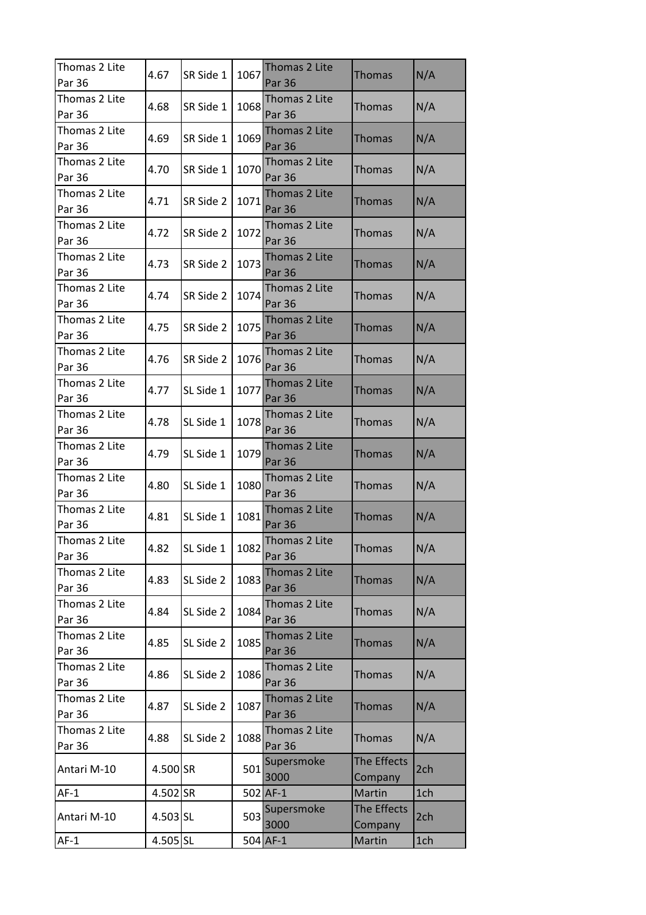| | | | | | | |
|---|---|---|---|---|---|---|
| Thomas 2 Lite Par 36 | 4.67 | SR Side 1 | 1067 | Thomas 2 Lite Par 36 | Thomas | N/A |
| Thomas 2 Lite Par 36 | 4.68 | SR Side 1 | 1068 | Thomas 2 Lite Par 36 | Thomas | N/A |
| Thomas 2 Lite Par 36 | 4.69 | SR Side 1 | 1069 | Thomas 2 Lite Par 36 | Thomas | N/A |
| Thomas 2 Lite Par 36 | 4.70 | SR Side 1 | 1070 | Thomas 2 Lite Par 36 | Thomas | N/A |
| Thomas 2 Lite Par 36 | 4.71 | SR Side 2 | 1071 | Thomas 2 Lite Par 36 | Thomas | N/A |
| Thomas 2 Lite Par 36 | 4.72 | SR Side 2 | 1072 | Thomas 2 Lite Par 36 | Thomas | N/A |
| Thomas 2 Lite Par 36 | 4.73 | SR Side 2 | 1073 | Thomas 2 Lite Par 36 | Thomas | N/A |
| Thomas 2 Lite Par 36 | 4.74 | SR Side 2 | 1074 | Thomas 2 Lite Par 36 | Thomas | N/A |
| Thomas 2 Lite Par 36 | 4.75 | SR Side 2 | 1075 | Thomas 2 Lite Par 36 | Thomas | N/A |
| Thomas 2 Lite Par 36 | 4.76 | SR Side 2 | 1076 | Thomas 2 Lite Par 36 | Thomas | N/A |
| Thomas 2 Lite Par 36 | 4.77 | SL Side 1 | 1077 | Thomas 2 Lite Par 36 | Thomas | N/A |
| Thomas 2 Lite Par 36 | 4.78 | SL Side 1 | 1078 | Thomas 2 Lite Par 36 | Thomas | N/A |
| Thomas 2 Lite Par 36 | 4.79 | SL Side 1 | 1079 | Thomas 2 Lite Par 36 | Thomas | N/A |
| Thomas 2 Lite Par 36 | 4.80 | SL Side 1 | 1080 | Thomas 2 Lite Par 36 | Thomas | N/A |
| Thomas 2 Lite Par 36 | 4.81 | SL Side 1 | 1081 | Thomas 2 Lite Par 36 | Thomas | N/A |
| Thomas 2 Lite Par 36 | 4.82 | SL Side 1 | 1082 | Thomas 2 Lite Par 36 | Thomas | N/A |
| Thomas 2 Lite Par 36 | 4.83 | SL Side 2 | 1083 | Thomas 2 Lite Par 36 | Thomas | N/A |
| Thomas 2 Lite Par 36 | 4.84 | SL Side 2 | 1084 | Thomas 2 Lite Par 36 | Thomas | N/A |
| Thomas 2 Lite Par 36 | 4.85 | SL Side 2 | 1085 | Thomas 2 Lite Par 36 | Thomas | N/A |
| Thomas 2 Lite Par 36 | 4.86 | SL Side 2 | 1086 | Thomas 2 Lite Par 36 | Thomas | N/A |
| Thomas 2 Lite Par 36 | 4.87 | SL Side 2 | 1087 | Thomas 2 Lite Par 36 | Thomas | N/A |
| Thomas 2 Lite Par 36 | 4.88 | SL Side 2 | 1088 | Thomas 2 Lite Par 36 | Thomas | N/A |
| Antari M-10 | 4.500 | SR | 501 | Supersmoke 3000 | The Effects Company | 2ch |
| AF-1 | 4.502 | SR | 502 | AF-1 | Martin | 1ch |
| Antari M-10 | 4.503 | SL | 503 | Supersmoke 3000 | The Effects Company | 2ch |
| AF-1 | 4.505 | SL | 504 | AF-1 | Martin | 1ch |